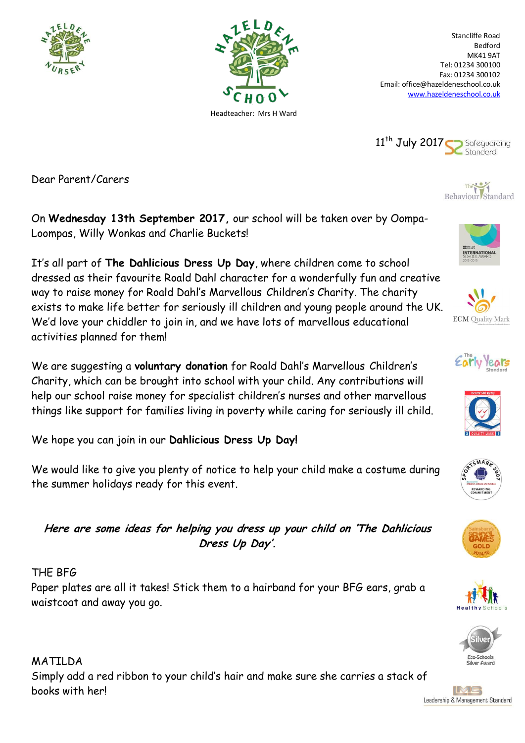Headteacher: Mrs H Ward

Stancliffe Road
Bedford
MK41 9AT
Tel: 01234 300100
Fax: 01234 300102
Email: office@hazeldeneschool.co.uk
www.hazeldeneschool.co.uk

11th July 2017

Dear Parent/Carers

On **Wednesday 13th September 2017,** our school will be taken over by Oompa-Loompas, Willy Wonkas and Charlie Buckets!

It's all part of **The Dahlicious Dress Up Day**, where children come to school dressed as their favourite Roald Dahl character for a wonderfully fun and creative way to raise money for Roald Dahl's Marvellous Children's Charity. The charity exists to make life better for seriously ill children and young people around the UK. We'd love your chiddler to join in, and we have lots of marvellous educational activities planned for them!

We are suggesting a **voluntary donation** for Roald Dahl's Marvellous Children's Charity, which can be brought into school with your child. Any contributions will help our school raise money for specialist children's nurses and other marvellous things like support for families living in poverty while caring for seriously ill child.

We hope you can join in our **Dahlicious Dress Up Day!**

We would like to give you plenty of notice to help your child make a costume during the summer holidays ready for this event.

***Here are some ideas for helping you dress up your child on 'The Dahlicious Dress Up Day'.***

THE BFG
Paper plates are all it takes! Stick them to a hairband for your BFG ears, grab a waistcoat and away you go.

MATILDA
Simply add a red ribbon to your child's hair and make sure she carries a stack of books with her!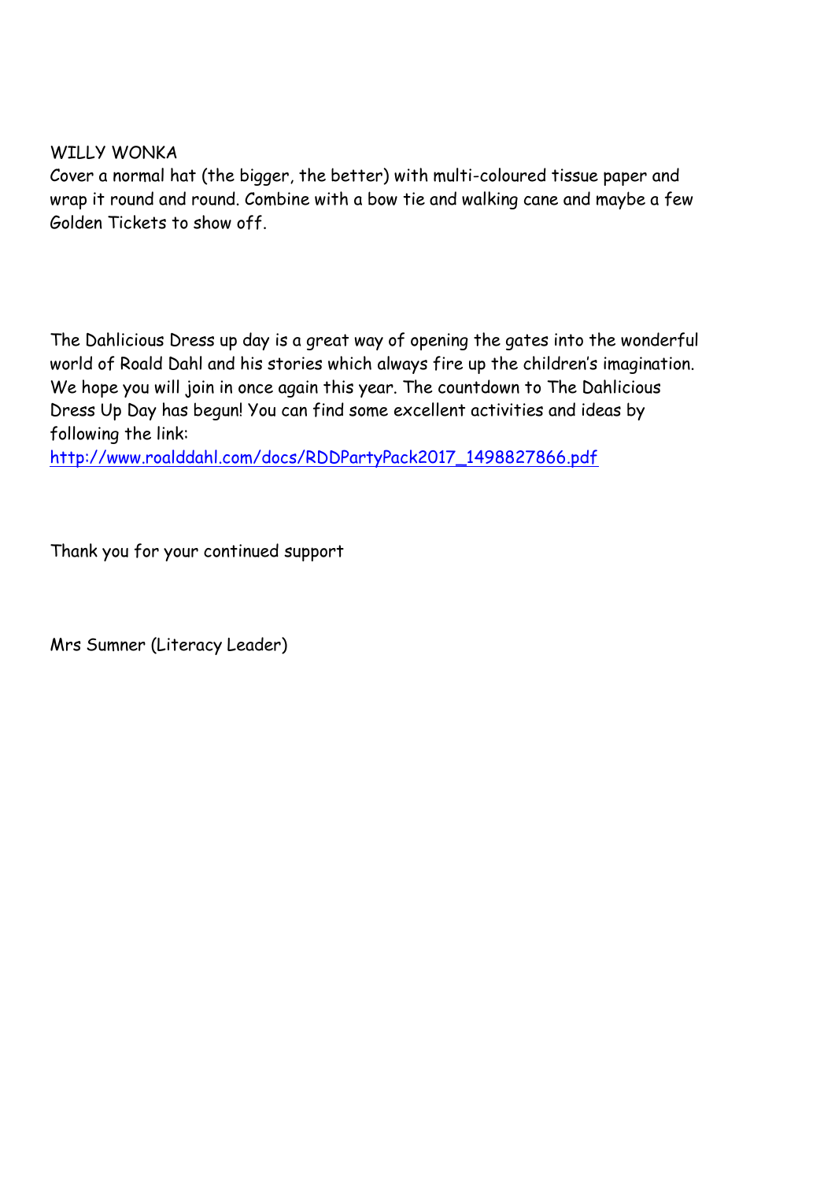WILLY WONKA

Cover a normal hat (the bigger, the better) with multi-coloured tissue paper and wrap it round and round. Combine with a bow tie and walking cane and maybe a few Golden Tickets to show off.

The Dahlicious Dress up day is a great way of opening the gates into the wonderful world of Roald Dahl and his stories which always fire up the children's imagination. We hope you will join in once again this year. The countdown to The Dahlicious Dress Up Day has begun! You can find some excellent activities and ideas by following the link:
[http://www.roalddahl.com/docs/RDDPartyPack2017_1498827866.pdf](http://www.roalddahl.com/docs/RDDPartyPack2017_1498827866.pdf)

Thank you for your continued support

Mrs Sumner (Literacy Leader)